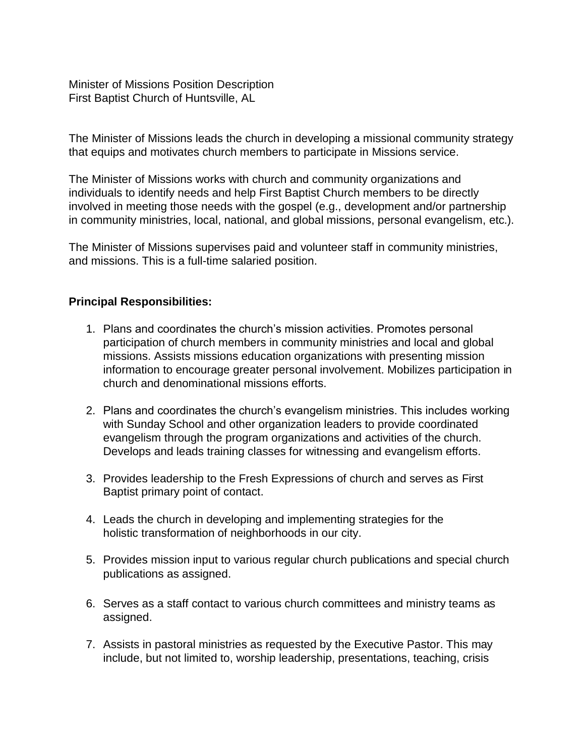Minister of Missions Position Description
First Baptist Church of Huntsville, AL

The Minister of Missions leads the church in developing a missional community strategy that equips and motivates church members to participate in Missions service.

The Minister of Missions works with church and community organizations and individuals to identify needs and help First Baptist Church members to be directly involved in meeting those needs with the gospel (e.g., development and/or partnership in community ministries, local, national, and global missions, personal evangelism, etc.).

The Minister of Missions supervises paid and volunteer staff in community ministries, and missions. This is a full-time salaried position.

**Principal Responsibilities:**

1. Plans and coordinates the church's mission activities. Promotes personal participation of church members in community ministries and local and global missions. Assists missions education organizations with presenting mission information to encourage greater personal involvement. Mobilizes participation in church and denominational missions efforts.

2. Plans and coordinates the church's evangelism ministries. This includes working with Sunday School and other organization leaders to provide coordinated evangelism through the program organizations and activities of the church. Develops and leads training classes for witnessing and evangelism efforts.

3. Provides leadership to the Fresh Expressions of church and serves as First Baptist primary point of contact.

4. Leads the church in developing and implementing strategies for the holistic transformation of neighborhoods in our city.

5. Provides mission input to various regular church publications and special church publications as assigned.

6. Serves as a staff contact to various church committees and ministry teams as assigned.

7. Assists in pastoral ministries as requested by the Executive Pastor. This may include, but not limited to, worship leadership, presentations, teaching, crisis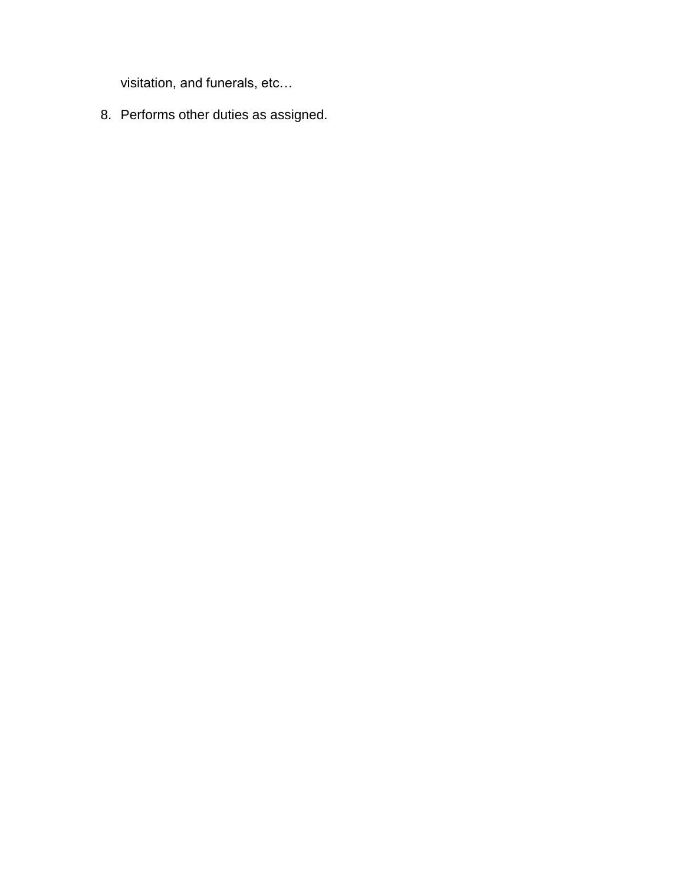visitation, and funerals, etc…

8. Performs other duties as assigned.